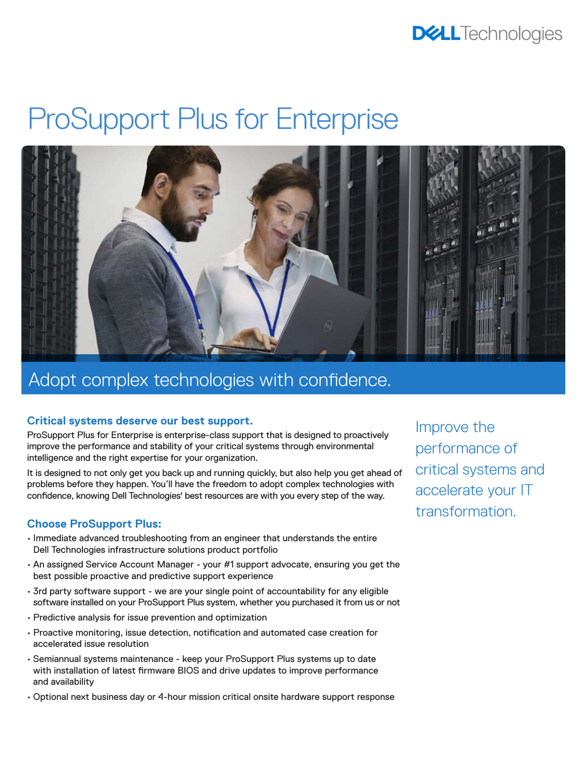# ProSupport Plus for Enterprise

## Adopt complex technologies with confidence.

### Critical systems deserve our best support.

ProSupport Plus for Enterprise is enterprise-class support that is designed to proactively improve the performance and stability of your critical systems through environmental intelligence and the right expertise for your organization.

It is designed to not only get you back up and running quickly, but also help you get ahead of problems before they happen. You'll have the freedom to adopt complex technologies with confidence, knowing Dell Technologies' best resources are with you every step of the way.

### Choose ProSupport Plus:

- Immediate advanced troubleshooting from an engineer that understands the entire Dell Technologies infrastructure solutions product portfolio
- An assigned Service Account Manager - your #1 support advocate, ensuring you get the best possible proactive and predictive support experience
- 3rd party software support - we are your single point of accountability for any eligible software installed on your ProSupport Plus system, whether you purchased it from us or not
- Predictive analysis for issue prevention and optimization
- Proactive monitoring, issue detection, notification and automated case creation for accelerated issue resolution
- Semiannual systems maintenance - keep your ProSupport Plus systems up to date with installation of latest firmware BIOS and drive updates to improve performance and availability
- Optional next business day or 4-hour mission critical onsite hardware support response

Improve the performance of critical systems and accelerate your IT transformation.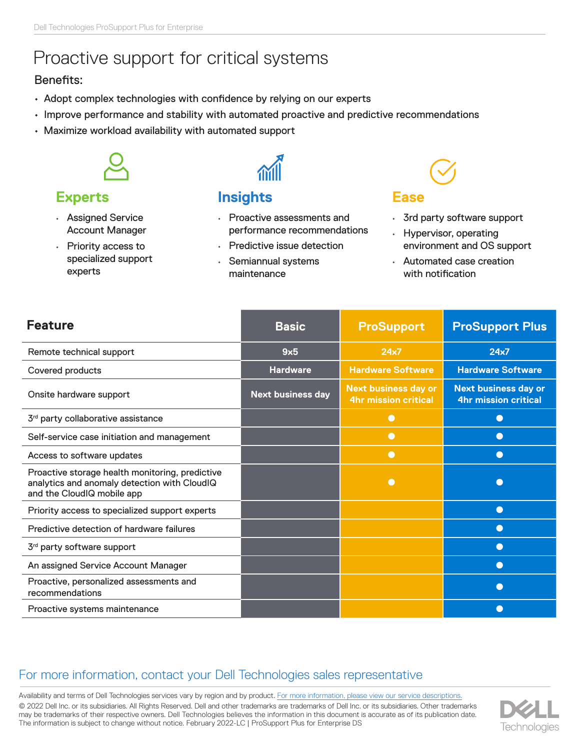# Proactive support for critical systems

Benefits:

- Adopt complex technologies with confidence by relying on our experts
- Improve performance and stability with automated proactive and predictive recommendations
- Maximize workload availability with automated support

## Experts

- Assigned Service Account Manager
- Priority access to specialized support experts

## Insights

- Proactive assessments and performance recommendations
- Predictive issue detection
- Semiannual systems maintenance

## Ease

- 3rd party software support
- Hypervisor, operating environment and OS support
- Automated case creation with notification

| Feature | Basic | ProSupport | ProSupport Plus |
|---|---|---|---|
| Remote technical support | 9x5 | 24x7 | 24x7 |
| Covered products | Hardware | Hardware Software | Hardware Software |
| Onsite hardware support | Next business day | Next business day or 4hr mission critical | Next business day or 4hr mission critical |
| 3rd party collaborative assistance | | ● | ● |
| Self-service case initiation and management | | ● | ● |
| Access to software updates | | ● | ● |
| Proactive storage health monitoring, predictive analytics and anomaly detection with CloudIQ and the CloudIQ mobile app | | ● | ● |
| Priority access to specialized support experts | | | ● |
| Predictive detection of hardware failures | | | ● |
| 3rd party software support | | | ● |
| An assigned Service Account Manager | | | ● |
| Proactive, personalized assessments and recommendations | | | ● |
| Proactive systems maintenance | | | ● |

For more information, contact your Dell Technologies sales representative

Availability and terms of Dell Technologies services vary by region and by product. For more information, please view our service descriptions.

© 2022 Dell Inc. or its subsidiaries. All Rights Reserved. Dell and other trademarks are trademarks of Dell Inc. or its subsidiaries. Other trademarks may be trademarks of their respective owners. Dell Technologies believes the information in this document is accurate as of its publication date. The information is subject to change without notice. February 2022-LC | ProSupport Plus for Enterprise DS